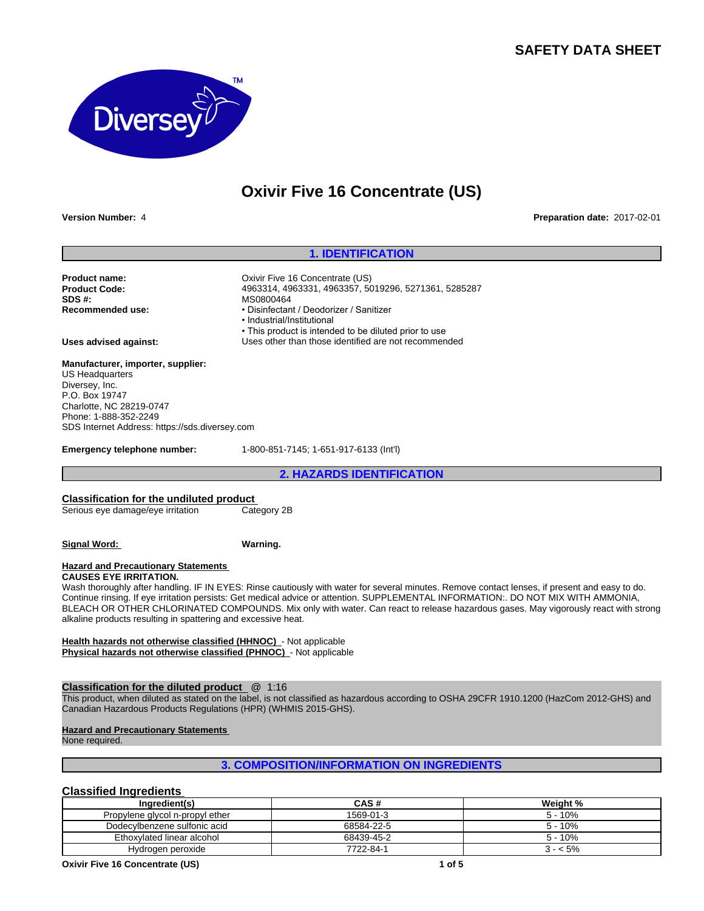# SAFETY DATA SHEET

Diversey™

# Oxivir Five 16 Concentrate (US)

**Version Number:** 4

**Preparation date:** 2017-02-01

## 1. IDENTIFICATION

**Product name:** Oxivir Five 16 Concentrate (US)
**Product Code:** 4963314, 4963331, 4963357, 5019296, 5271361, 5285287
**SDS #:** MS0800464
**Recommended use:**
- Disinfectant / Deodorizer / Sanitizer
- Industrial/Institutional
- This product is intended to be diluted prior to use

**Uses advised against:** Uses other than those identified are not recommended

**Manufacturer, importer, supplier:**
US Headquarters
Diversey, Inc.
P.O. Box 19747
Charlotte, NC 28219-0747
Phone: 1-888-352-2249
SDS Internet Address: https://sds.diversey.com

**Emergency telephone number:** 1-800-851-7145; 1-651-917-6133 (Int'l)

## 2. HAZARDS IDENTIFICATION

**Classification for the undiluted product**

Serious eye damage/eye irritation — Category 2B

**Signal Word:** **Warning.**

**Hazard and Precautionary Statements**

**CAUSES EYE IRRITATION.**

Wash thoroughly after handling. IF IN EYES: Rinse cautiously with water for several minutes. Remove contact lenses, if present and easy to do. Continue rinsing. If eye irritation persists: Get medical advice or attention. SUPPLEMENTAL INFORMATION:. DO NOT MIX WITH AMMONIA, BLEACH OR OTHER CHLORINATED COMPOUNDS. Mix only with water. Can react to release hazardous gases. May vigorously react with strong alkaline products resulting in spattering and excessive heat.

**Health hazards not otherwise classified (HHNOC)** - Not applicable
**Physical hazards not otherwise classified (PHNOC)** - Not applicable

**Classification for the diluted product** @ 1:16

This product, when diluted as stated on the label, is not classified as hazardous according to OSHA 29CFR 1910.1200 (HazCom 2012-GHS) and Canadian Hazardous Products Regulations (HPR) (WHMIS 2015-GHS).

**Hazard and Precautionary Statements**

None required.

## 3. COMPOSITION/INFORMATION ON INGREDIENTS

**Classified Ingredients**

| Ingredient(s) | CAS # | Weight % |
|---|---|---|
| Propylene glycol n-propyl ether | 1569-01-3 | 5 - 10% |
| Dodecylbenzene sulfonic acid | 68584-22-5 | 5 - 10% |
| Ethoxylated linear alcohol | 68439-45-2 | 5 - 10% |
| Hydrogen peroxide | 7722-84-1 | 3 - < 5% |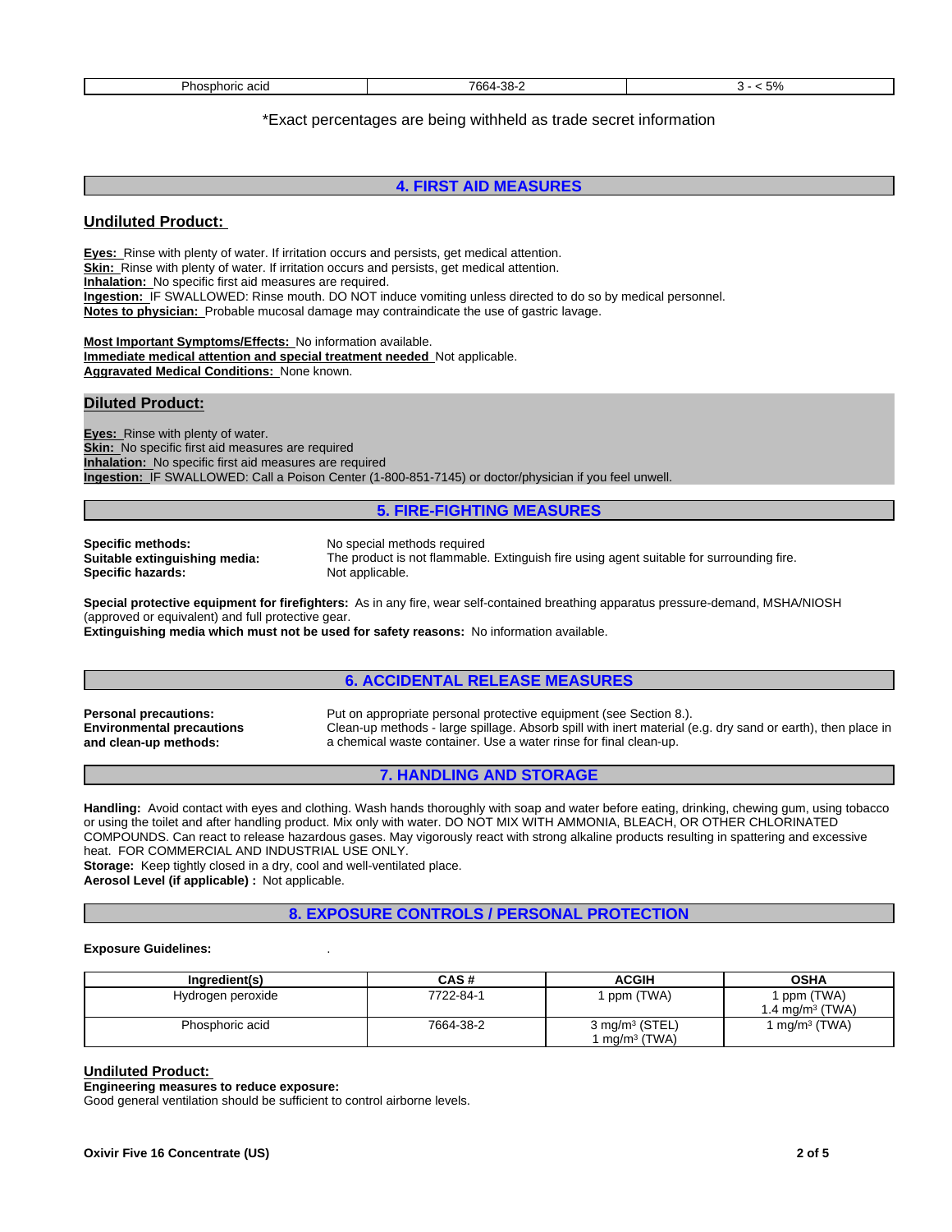| Phosphoric acid | 7664-38-2 | 3 - < 5% |
|---|---|---|

*Exact percentages are being withheld as trade secret information

## 4. FIRST AID MEASURES

### Undiluted Product:

**Eyes:** Rinse with plenty of water. If irritation occurs and persists, get medical attention.
**Skin:** Rinse with plenty of water. If irritation occurs and persists, get medical attention.
**Inhalation:** No specific first aid measures are required.
**Ingestion:** IF SWALLOWED: Rinse mouth. DO NOT induce vomiting unless directed to do so by medical personnel.
**Notes to physician:** Probable mucosal damage may contraindicate the use of gastric lavage.

**Most Important Symptoms/Effects:** No information available.
**Immediate medical attention and special treatment needed** Not applicable.
**Aggravated Medical Conditions:** None known.

### Diluted Product:

**Eyes:** Rinse with plenty of water.
**Skin:** No specific first aid measures are required
**Inhalation:** No specific first aid measures are required
**Ingestion:** IF SWALLOWED: Call a Poison Center (1-800-851-7145) or doctor/physician if you feel unwell.

## 5. FIRE-FIGHTING MEASURES

**Specific methods:** No special methods required
**Suitable extinguishing media:** The product is not flammable. Extinguish fire using agent suitable for surrounding fire.
**Specific hazards:** Not applicable.

**Special protective equipment for firefighters:** As in any fire, wear self-contained breathing apparatus pressure-demand, MSHA/NIOSH (approved or equivalent) and full protective gear.
**Extinguishing media which must not be used for safety reasons:** No information available.

## 6. ACCIDENTAL RELEASE MEASURES

**Personal precautions:** Put on appropriate personal protective equipment (see Section 8.).
**Environmental precautions and clean-up methods:** Clean-up methods - large spillage. Absorb spill with inert material (e.g. dry sand or earth), then place in a chemical waste container. Use a water rinse for final clean-up.

## 7. HANDLING AND STORAGE

**Handling:** Avoid contact with eyes and clothing. Wash hands thoroughly with soap and water before eating, drinking, chewing gum, using tobacco or using the toilet and after handling product. Mix only with water. DO NOT MIX WITH AMMONIA, BLEACH, OR OTHER CHLORINATED COMPOUNDS. Can react to release hazardous gases. May vigorously react with strong alkaline products resulting in spattering and excessive heat. FOR COMMERCIAL AND INDUSTRIAL USE ONLY.
**Storage:** Keep tightly closed in a dry, cool and well-ventilated place.
**Aerosol Level (if applicable) :** Not applicable.

## 8. EXPOSURE CONTROLS / PERSONAL PROTECTION

**Exposure Guidelines:** .

| Ingredient(s) | CAS # | ACGIH | OSHA |
|---|---|---|---|
| Hydrogen peroxide | 7722-84-1 | 1 ppm (TWA) | 1 ppm (TWA) 1.4 mg/m³ (TWA) |
| Phosphoric acid | 7664-38-2 | 3 mg/m³ (STEL) 1 mg/m³ (TWA) | 1 mg/m³ (TWA) |

### Undiluted Product:

**Engineering measures to reduce exposure:**
Good general ventilation should be sufficient to control airborne levels.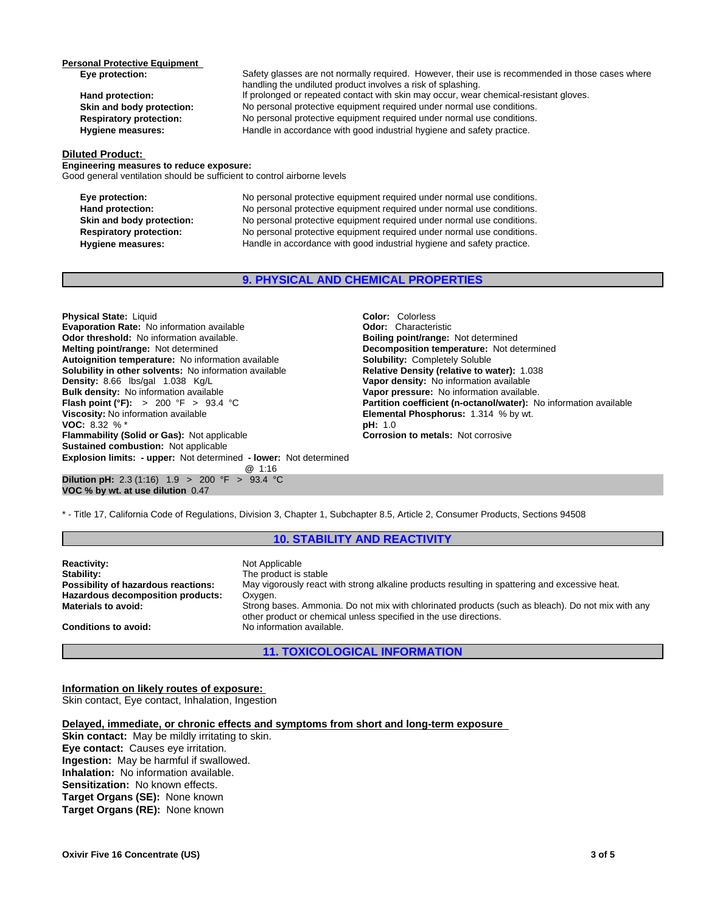**Personal Protective Equipment**

| | |
|---|---|
| **Eye protection:** | Safety glasses are not normally required. However, their use is recommended in those cases where handling the undiluted product involves a risk of splashing. |
| **Hand protection:** | If prolonged or repeated contact with skin may occur, wear chemical-resistant gloves. |
| **Skin and body protection:** | No personal protective equipment required under normal use conditions. |
| **Respiratory protection:** | No personal protective equipment required under normal use conditions. |
| **Hygiene measures:** | Handle in accordance with good industrial hygiene and safety practice. |

**Diluted Product:**

**Engineering measures to reduce exposure:**
Good general ventilation should be sufficient to control airborne levels

| | |
|---|---|
| **Eye protection:** | No personal protective equipment required under normal use conditions. |
| **Hand protection:** | No personal protective equipment required under normal use conditions. |
| **Skin and body protection:** | No personal protective equipment required under normal use conditions. |
| **Respiratory protection:** | No personal protective equipment required under normal use conditions. |
| **Hygiene measures:** | Handle in accordance with good industrial hygiene and safety practice. |

## 9. PHYSICAL AND CHEMICAL PROPERTIES

**Physical State:** Liquid
**Evaporation Rate:** No information available
**Odor threshold:** No information available.
**Melting point/range:** Not determined
**Autoignition temperature:** No information available
**Solubility in other solvents:** No information available
**Density:** 8.66 lbs/gal 1.038 Kg/L
**Bulk density:** No information available
**Flash point (°F):** > 200 °F > 93.4 °C
**Viscosity:** No information available
**VOC:** 8.32 % *
**Flammability (Solid or Gas):** Not applicable
**Sustained combustion:** Not applicable
**Explosion limits: - upper:** Not determined **- lower:** Not determined

**Color:** Colorless
**Odor:** Characteristic
**Boiling point/range:** Not determined
**Decomposition temperature:** Not determined
**Solubility:** Completely Soluble
**Relative Density (relative to water):** 1.038
**Vapor density:** No information available
**Vapor pressure:** No information available.
**Partition coefficient (n-octanol/water):** No information available
**Elemental Phosphorus:** 1.314 % by wt.
**pH:** 1.0
**Corrosion to metals:** Not corrosive

@ 1:16
**Dilution pH:** 2.3 (1:16) 1.9 > 200 °F > 93.4 °C
**VOC % by wt. at use dilution** 0.47

* - Title 17, California Code of Regulations, Division 3, Chapter 1, Subchapter 8.5, Article 2, Consumer Products, Sections 94508

## 10. STABILITY AND REACTIVITY

| | |
|---|---|
| **Reactivity:** | Not Applicable |
| **Stability:** | The product is stable |
| **Possibility of hazardous reactions:** | May vigorously react with strong alkaline products resulting in spattering and excessive heat. |
| **Hazardous decomposition products:** | Oxygen. |
| **Materials to avoid:** | Strong bases. Ammonia. Do not mix with chlorinated products (such as bleach). Do not mix with any other product or chemical unless specified in the use directions. |
| **Conditions to avoid:** | No information available. |

## 11. TOXICOLOGICAL INFORMATION

**Information on likely routes of exposure:**
Skin contact, Eye contact, Inhalation, Ingestion

**Delayed, immediate, or chronic effects and symptoms from short and long-term exposure**
**Skin contact:** May be mildly irritating to skin.
**Eye contact:** Causes eye irritation.
**Ingestion:** May be harmful if swallowed.
**Inhalation:** No information available.
**Sensitization:** No known effects.
**Target Organs (SE):** None known
**Target Organs (RE):** None known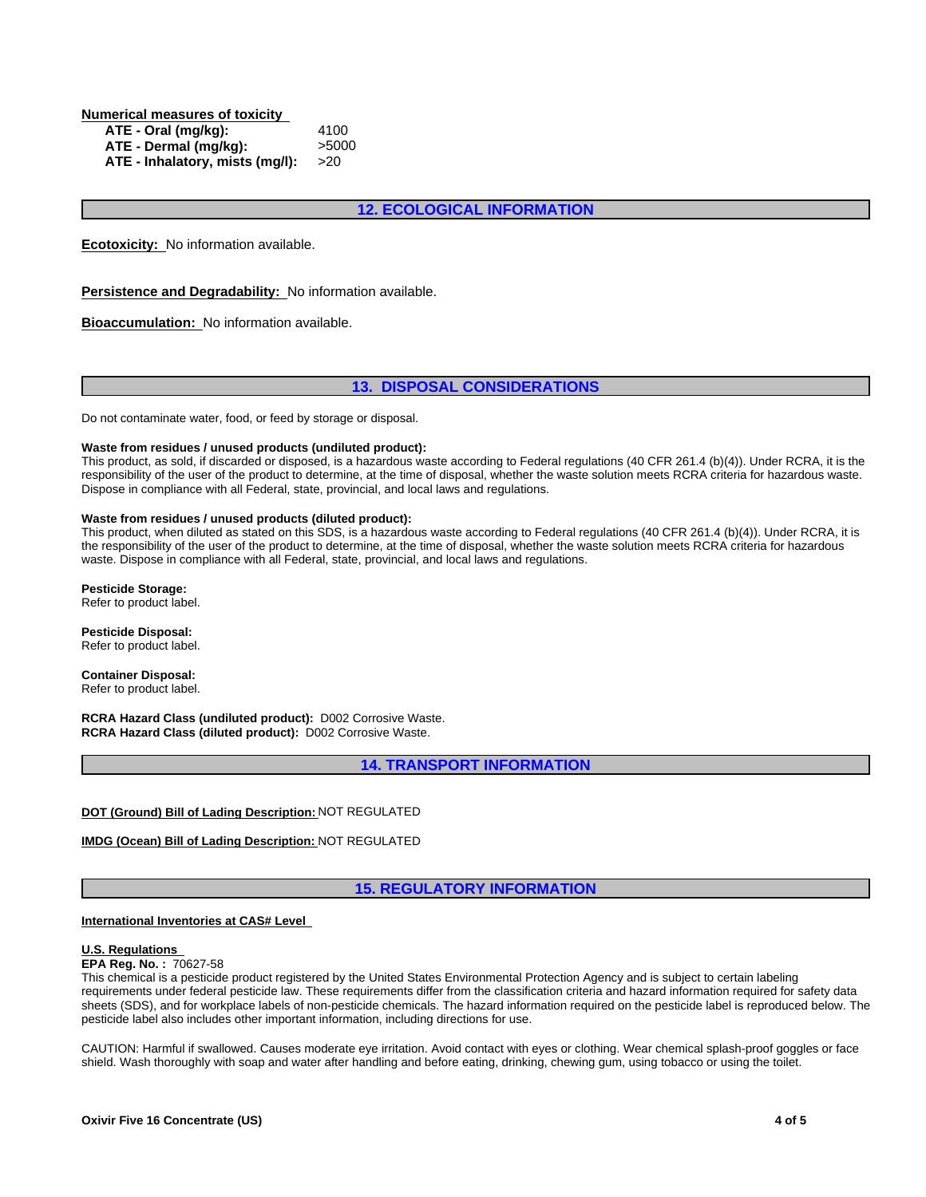**Numerical measures of toxicity**

| | |
|---|---|
| **ATE - Oral (mg/kg):** | 4100 |
| **ATE - Dermal (mg/kg):** | >5000 |
| **ATE - Inhalatory, mists (mg/l):** | >20 |

## 12. ECOLOGICAL INFORMATION

**Ecotoxicity:** No information available.

**Persistence and Degradability:** No information available.

**Bioaccumulation:** No information available.

## 13. DISPOSAL CONSIDERATIONS

Do not contaminate water, food, or feed by storage or disposal.

**Waste from residues / unused products (undiluted product):**
This product, as sold, if discarded or disposed, is a hazardous waste according to Federal regulations (40 CFR 261.4 (b)(4)). Under RCRA, it is the responsibility of the user of the product to determine, at the time of disposal, whether the waste solution meets RCRA criteria for hazardous waste. Dispose in compliance with all Federal, state, provincial, and local laws and regulations.

**Waste from residues / unused products (diluted product):**
This product, when diluted as stated on this SDS, is a hazardous waste according to Federal regulations (40 CFR 261.4 (b)(4)). Under RCRA, it is the responsibility of the user of the product to determine, at the time of disposal, whether the waste solution meets RCRA criteria for hazardous waste. Dispose in compliance with all Federal, state, provincial, and local laws and regulations.

**Pesticide Storage:**
Refer to product label.

**Pesticide Disposal:**
Refer to product label.

**Container Disposal:**
Refer to product label.

**RCRA Hazard Class (undiluted product):** D002 Corrosive Waste.
**RCRA Hazard Class (diluted product):** D002 Corrosive Waste.

## 14. TRANSPORT INFORMATION

**DOT (Ground) Bill of Lading Description:** NOT REGULATED

**IMDG (Ocean) Bill of Lading Description:** NOT REGULATED

## 15. REGULATORY INFORMATION

**International Inventories at CAS# Level**

**U.S. Regulations**
**EPA Reg. No. :** 70627-58
This chemical is a pesticide product registered by the United States Environmental Protection Agency and is subject to certain labeling requirements under federal pesticide law. These requirements differ from the classification criteria and hazard information required for safety data sheets (SDS), and for workplace labels of non-pesticide chemicals. The hazard information required on the pesticide label is reproduced below. The pesticide label also includes other important information, including directions for use.

CAUTION: Harmful if swallowed. Causes moderate eye irritation. Avoid contact with eyes or clothing. Wear chemical splash-proof goggles or face shield. Wash thoroughly with soap and water after handling and before eating, drinking, chewing gum, using tobacco or using the toilet.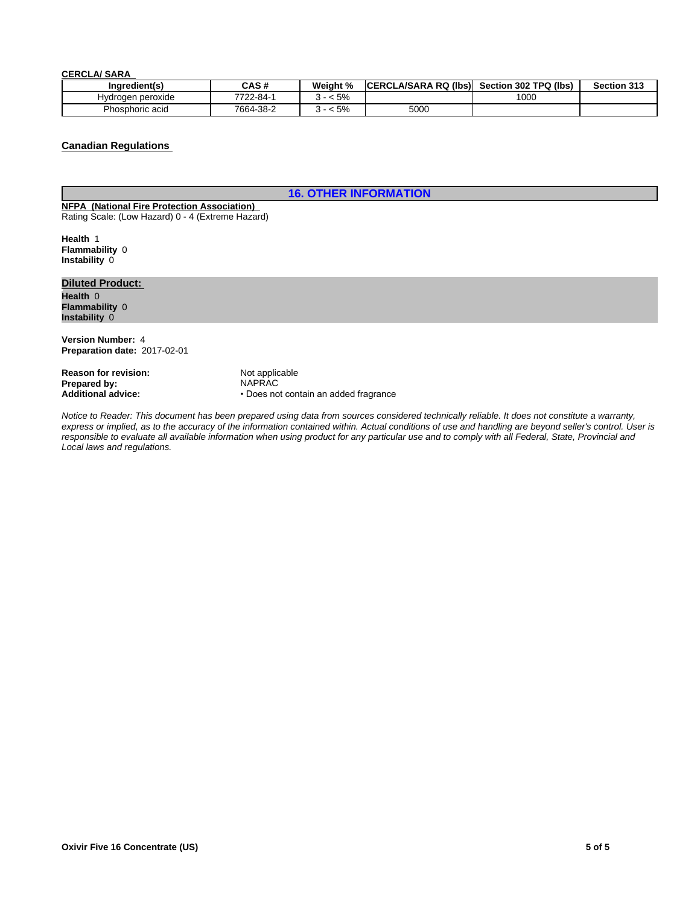**CERCLA/ SARA**

| Ingredient(s) | CAS # | Weight % | CERCLA/SARA RQ (lbs) | Section 302 TPQ (lbs) | Section 313 |
|---|---|---|---|---|---|
| Hydrogen peroxide | 7722-84-1 | 3 - < 5% | | 1000 | |
| Phosphoric acid | 7664-38-2 | 3 - < 5% | 5000 | | |

**Canadian Regulations**

## 16. OTHER INFORMATION

**NFPA (National Fire Protection Association)**
Rating Scale: (Low Hazard) 0 - 4 (Extreme Hazard)

**Health** 1
**Flammability** 0
**Instability** 0

**Diluted Product:**
**Health** 0
**Flammability** 0
**Instability** 0

**Version Number:** 4
**Preparation date:** 2017-02-01

**Reason for revision:** Not applicable
**Prepared by:** NAPRAC
**Additional advice:** • Does not contain an added fragrance

*Notice to Reader: This document has been prepared using data from sources considered technically reliable. It does not constitute a warranty, express or implied, as to the accuracy of the information contained within. Actual conditions of use and handling are beyond seller's control. User is responsible to evaluate all available information when using product for any particular use and to comply with all Federal, State, Provincial and Local laws and regulations.*